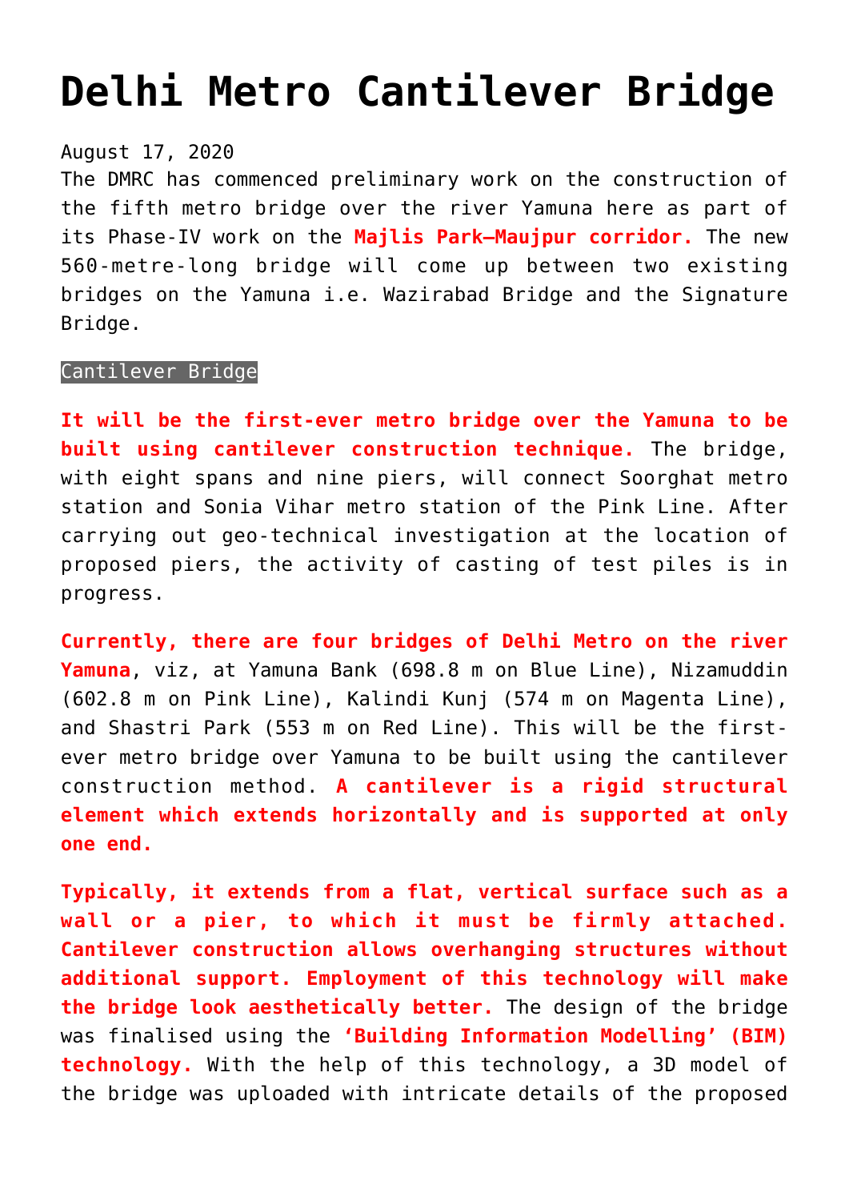# Delhi Metro Cantilever Bridge

August 17, 2020

The DMRC has commenced preliminary work on the construction of the fifth metro bridge over the river Yamuna here as part of its Phase-IV work on the **Majlis Park–Maujpur corridor.** The new 560-metre-long bridge will come up between two existing bridges on the Yamuna i.e. Wazirabad Bridge and the Signature Bridge.

Cantilever Bridge

**It will be the first-ever metro bridge over the Yamuna to be built using cantilever construction technique.** The bridge, with eight spans and nine piers, will connect Soorghat metro station and Sonia Vihar metro station of the Pink Line. After carrying out geo-technical investigation at the location of proposed piers, the activity of casting of test piles is in progress.

**Currently, there are four bridges of Delhi Metro on the river Yamuna**, viz, at Yamuna Bank (698.8 m on Blue Line), Nizamuddin (602.8 m on Pink Line), Kalindi Kunj (574 m on Magenta Line), and Shastri Park (553 m on Red Line). This will be the first-ever metro bridge over Yamuna to be built using the cantilever construction method. **A cantilever is a rigid structural element which extends horizontally and is supported at only one end.**

**Typically, it extends from a flat, vertical surface such as a wall or a pier, to which it must be firmly attached. Cantilever construction allows overhanging structures without additional support. Employment of this technology will make the bridge look aesthetically better.** The design of the bridge was finalised using the **'Building Information Modelling' (BIM) technology.** With the help of this technology, a 3D model of the bridge was uploaded with intricate details of the proposed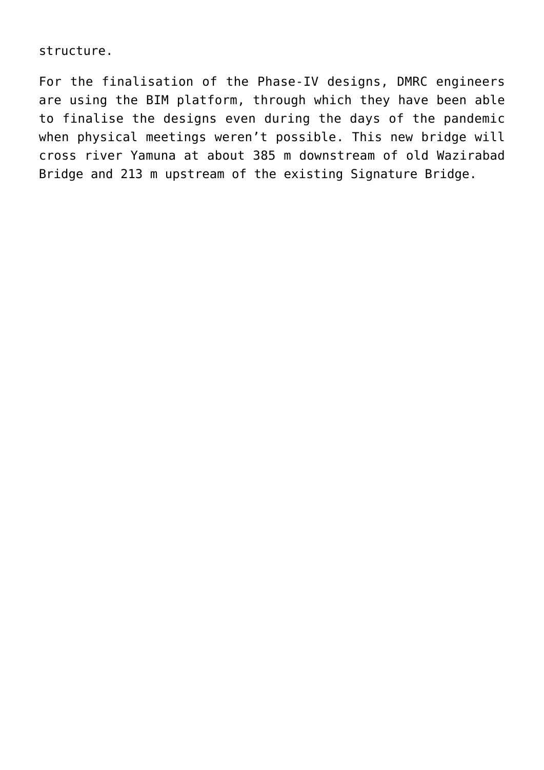structure.

For the finalisation of the Phase-IV designs, DMRC engineers are using the BIM platform, through which they have been able to finalise the designs even during the days of the pandemic when physical meetings weren't possible. This new bridge will cross river Yamuna at about 385 m downstream of old Wazirabad Bridge and 213 m upstream of the existing Signature Bridge.